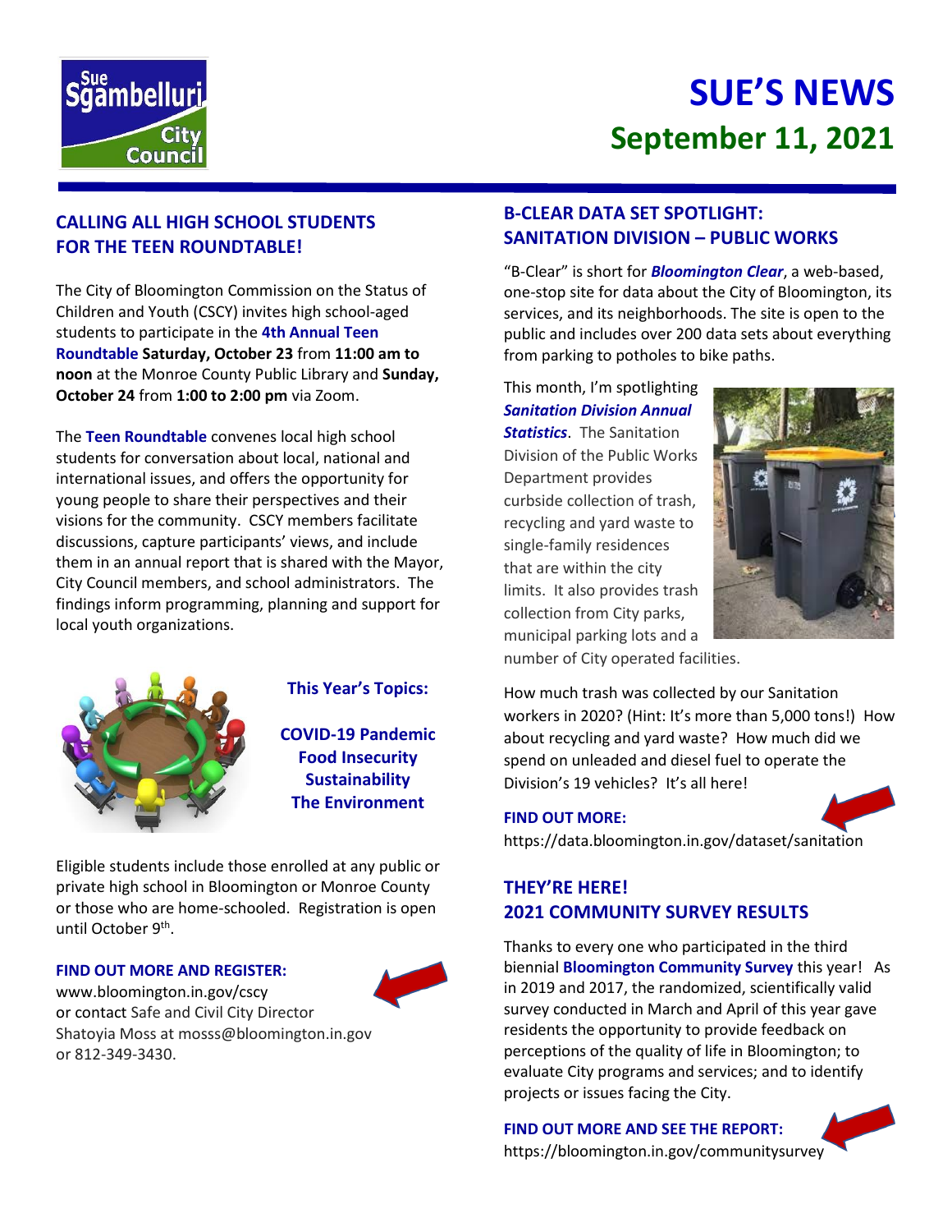# SUE'S NEWS

## September 11, 2021

### CALLING ALL HIGH SCHOOL STUDENTS FOR THE TEEN ROUNDTABLE!

The City of Bloomington Commission on the Status of Children and Youth (CSCY) invites high school-aged students to participate in the **4th Annual Teen Roundtable Saturday, October 23** from **11:00 am to noon** at the Monroe County Public Library and **Sunday, October 24** from **1:00 to 2:00 pm** via Zoom.

The **Teen Roundtable** convenes local high school students for conversation about local, national and international issues, and offers the opportunity for young people to share their perspectives and their visions for the community. CSCY members facilitate discussions, capture participants' views, and include them in an annual report that is shared with the Mayor, City Council members, and school administrators. The findings inform programming, planning and support for local youth organizations.

**This Year's Topics:**

**COVID-19 Pandemic**
**Food Insecurity**
**Sustainability**
**The Environment**

Eligible students include those enrolled at any public or private high school in Bloomington or Monroe County or those who are home-schooled. Registration is open until October 9th.

**FIND OUT MORE AND REGISTER:**
www.bloomington.in.gov/cscy
or contact Safe and Civil City Director Shatoyia Moss at mosss@bloomington.in.gov or 812-349-3430.

### B-CLEAR DATA SET SPOTLIGHT: SANITATION DIVISION – PUBLIC WORKS

"B-Clear" is short for ***Bloomington Clear***, a web-based, one-stop site for data about the City of Bloomington, its services, and its neighborhoods. The site is open to the public and includes over 200 data sets about everything from parking to potholes to bike paths.

This month, I'm spotlighting ***Sanitation Division Annual Statistics***. The Sanitation Division of the Public Works Department provides curbside collection of trash, recycling and yard waste to single-family residences that are within the city limits. It also provides trash collection from City parks, municipal parking lots and a number of City operated facilities.

How much trash was collected by our Sanitation workers in 2020? (Hint: It's more than 5,000 tons!) How about recycling and yard waste? How much did we spend on unleaded and diesel fuel to operate the Division's 19 vehicles? It's all here!

**FIND OUT MORE:**
https://data.bloomington.in.gov/dataset/sanitation

### THEY'RE HERE! 2021 COMMUNITY SURVEY RESULTS

Thanks to every one who participated in the third biennial **Bloomington Community Survey** this year! As in 2019 and 2017, the randomized, scientifically valid survey conducted in March and April of this year gave residents the opportunity to provide feedback on perceptions of the quality of life in Bloomington; to evaluate City programs and services; and to identify projects or issues facing the City.

**FIND OUT MORE AND SEE THE REPORT:**
https://bloomington.in.gov/communitysurvey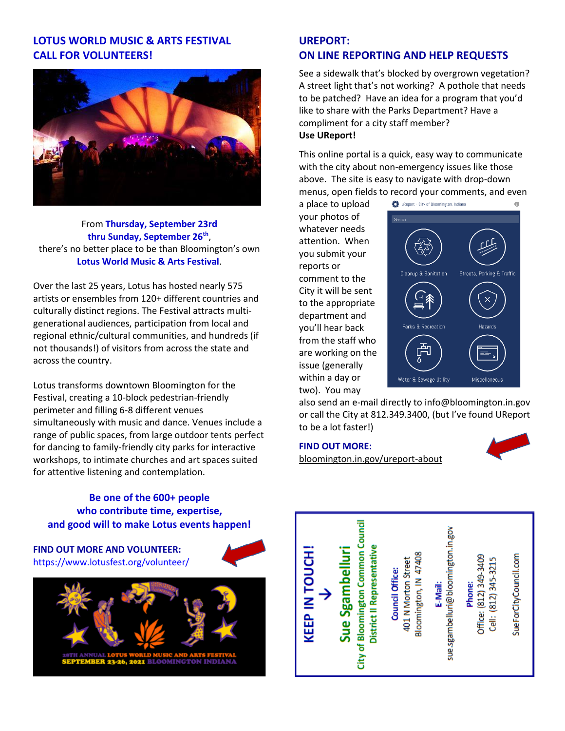## LOTUS WORLD MUSIC & ARTS FESTIVAL CALL FOR VOLUNTEERS!

From **Thursday, September 23rd thru Sunday, September 26th**, there's no better place to be than Bloomington's own **Lotus World Music & Arts Festival**.

Over the last 25 years, Lotus has hosted nearly 575 artists or ensembles from 120+ different countries and culturally distinct regions. The Festival attracts multi-generational audiences, participation from local and regional ethnic/cultural communities, and hundreds (if not thousands!) of visitors from across the state and across the country.

Lotus transforms downtown Bloomington for the Festival, creating a 10-block pedestrian-friendly perimeter and filling 6-8 different venues simultaneously with music and dance. Venues include a range of public spaces, from large outdoor tents perfect for dancing to family-friendly city parks for interactive workshops, to intimate churches and art spaces suited for attentive listening and contemplation.

**Be one of the 600+ people who contribute time, expertise, and good will to make Lotus events happen!**

**FIND OUT MORE AND VOLUNTEER:**
https://www.lotusfest.org/volunteer/

28TH ANNUAL LOTUS WORLD MUSIC AND ARTS FESTIVAL
SEPTEMBER 23-26, 2021 BLOOMINGTON INDIANA

## UREPORT: ON LINE REPORTING AND HELP REQUESTS

See a sidewalk that's blocked by overgrown vegetation? A street light that's not working? A pothole that needs to be patched? Have an idea for a program that you'd like to share with the Parks Department? Have a compliment for a city staff member?
**Use UReport!**

This online portal is a quick, easy way to communicate with the city about non-emergency issues like those above. The site is easy to navigate with drop-down menus, open fields to record your comments, and even a place to upload your photos of whatever needs attention. When you submit your reports or comment to the City it will be sent to the appropriate department and you'll hear back from the staff who are working on the issue (generally within a day or two). You may also send an e-mail directly to info@bloomington.in.gov or call the City at 812.349.3400, (but I've found UReport to be a lot faster!)

UReport - City of Bloomington, Indiana
Search
Cleanup & Sanitation
Streets, Parking & Traffic
Parks & Recreation
Hazards
Water & Sewage Utility
Miscellaneous

**FIND OUT MORE:**
bloomington.in.gov/ureport-about

**KEEP IN TOUCH!** →

**Sue Sgambelluri**
City of Bloomington Common Council
District II Representative

**Council Office:**
401 N Morton Street
Bloomington, IN 47408

**E-Mail:**
sue.sgambelluri@bloomington.in.gov

**Phone:**
Office: (812) 349-3409
Cell: (812) 345-3215

SueForCityCouncil.com